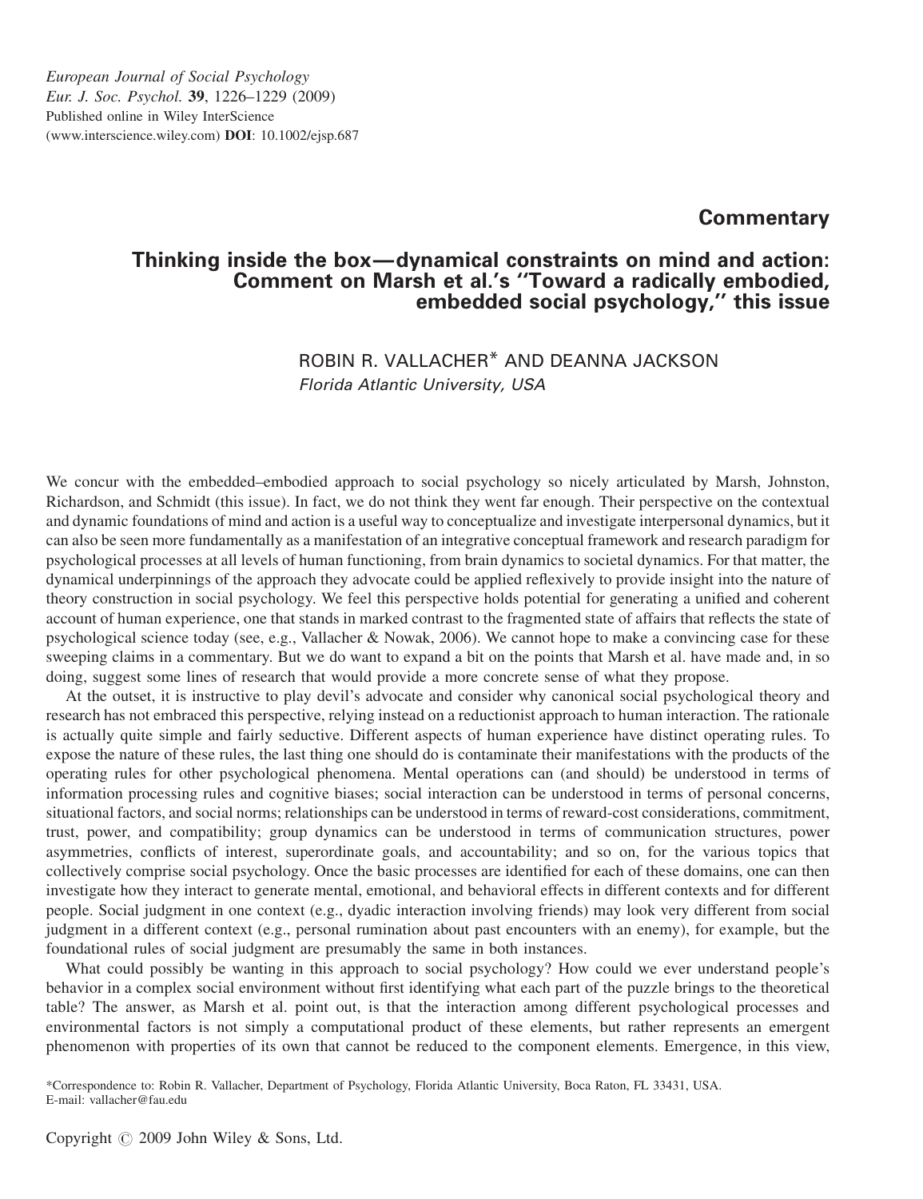European Journal of Social Psychology
Eur. J. Soc. Psychol. **39**, 1226–1229 (2009)
Published online in Wiley InterScience
(www.interscience.wiley.com) **DOI**: 10.1002/ejsp.687

**Commentary**

# Thinking inside the box—dynamical constraints on mind and action: Comment on Marsh et al.'s ''Toward a radically embodied, embedded social psychology,'' this issue

ROBIN R. VALLACHER* AND DEANNA JACKSON
*Florida Atlantic University, USA*

We concur with the embedded–embodied approach to social psychology so nicely articulated by Marsh, Johnston, Richardson, and Schmidt (this issue). In fact, we do not think they went far enough. Their perspective on the contextual and dynamic foundations of mind and action is a useful way to conceptualize and investigate interpersonal dynamics, but it can also be seen more fundamentally as a manifestation of an integrative conceptual framework and research paradigm for psychological processes at all levels of human functioning, from brain dynamics to societal dynamics. For that matter, the dynamical underpinnings of the approach they advocate could be applied reflexively to provide insight into the nature of theory construction in social psychology. We feel this perspective holds potential for generating a unified and coherent account of human experience, one that stands in marked contrast to the fragmented state of affairs that reflects the state of psychological science today (see, e.g., Vallacher & Nowak, 2006). We cannot hope to make a convincing case for these sweeping claims in a commentary. But we do want to expand a bit on the points that Marsh et al. have made and, in so doing, suggest some lines of research that would provide a more concrete sense of what they propose.

At the outset, it is instructive to play devil's advocate and consider why canonical social psychological theory and research has not embraced this perspective, relying instead on a reductionist approach to human interaction. The rationale is actually quite simple and fairly seductive. Different aspects of human experience have distinct operating rules. To expose the nature of these rules, the last thing one should do is contaminate their manifestations with the products of the operating rules for other psychological phenomena. Mental operations can (and should) be understood in terms of information processing rules and cognitive biases; social interaction can be understood in terms of personal concerns, situational factors, and social norms; relationships can be understood in terms of reward-cost considerations, commitment, trust, power, and compatibility; group dynamics can be understood in terms of communication structures, power asymmetries, conflicts of interest, superordinate goals, and accountability; and so on, for the various topics that collectively comprise social psychology. Once the basic processes are identified for each of these domains, one can then investigate how they interact to generate mental, emotional, and behavioral effects in different contexts and for different people. Social judgment in one context (e.g., dyadic interaction involving friends) may look very different from social judgment in a different context (e.g., personal rumination about past encounters with an enemy), for example, but the foundational rules of social judgment are presumably the same in both instances.

What could possibly be wanting in this approach to social psychology? How could we ever understand people's behavior in a complex social environment without first identifying what each part of the puzzle brings to the theoretical table? The answer, as Marsh et al. point out, is that the interaction among different psychological processes and environmental factors is not simply a computational product of these elements, but rather represents an emergent phenomenon with properties of its own that cannot be reduced to the component elements. Emergence, in this view,

*Correspondence to: Robin R. Vallacher, Department of Psychology, Florida Atlantic University, Boca Raton, FL 33431, USA.
E-mail: vallacher@fau.edu

Copyright © 2009 John Wiley & Sons, Ltd.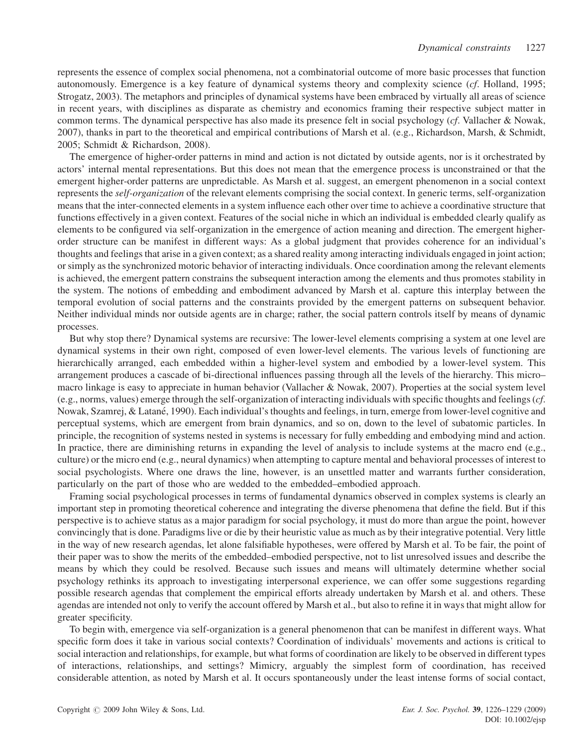represents the essence of complex social phenomena, not a combinatorial outcome of more basic processes that function autonomously. Emergence is a key feature of dynamical systems theory and complexity science (*cf*. Holland, 1995; Strogatz, 2003). The metaphors and principles of dynamical systems have been embraced by virtually all areas of science in recent years, with disciplines as disparate as chemistry and economics framing their respective subject matter in common terms. The dynamical perspective has also made its presence felt in social psychology (*cf*. Vallacher & Nowak, 2007), thanks in part to the theoretical and empirical contributions of Marsh et al. (e.g., Richardson, Marsh, & Schmidt, 2005; Schmidt & Richardson, 2008).

The emergence of higher-order patterns in mind and action is not dictated by outside agents, nor is it orchestrated by actors' internal mental representations. But this does not mean that the emergence process is unconstrained or that the emergent higher-order patterns are unpredictable. As Marsh et al. suggest, an emergent phenomenon in a social context represents the *self-organization* of the relevant elements comprising the social context. In generic terms, self-organization means that the inter-connected elements in a system influence each other over time to achieve a coordinative structure that functions effectively in a given context. Features of the social niche in which an individual is embedded clearly qualify as elements to be configured via self-organization in the emergence of action meaning and direction. The emergent higher-order structure can be manifest in different ways: As a global judgment that provides coherence for an individual's thoughts and feelings that arise in a given context; as a shared reality among interacting individuals engaged in joint action; or simply as the synchronized motoric behavior of interacting individuals. Once coordination among the relevant elements is achieved, the emergent pattern constrains the subsequent interaction among the elements and thus promotes stability in the system. The notions of embedding and embodiment advanced by Marsh et al. capture this interplay between the temporal evolution of social patterns and the constraints provided by the emergent patterns on subsequent behavior. Neither individual minds nor outside agents are in charge; rather, the social pattern controls itself by means of dynamic processes.

But why stop there? Dynamical systems are recursive: The lower-level elements comprising a system at one level are dynamical systems in their own right, composed of even lower-level elements. The various levels of functioning are hierarchically arranged, each embedded within a higher-level system and embodied by a lower-level system. This arrangement produces a cascade of bi-directional influences passing through all the levels of the hierarchy. This micro–macro linkage is easy to appreciate in human behavior (Vallacher & Nowak, 2007). Properties at the social system level (e.g., norms, values) emerge through the self-organization of interacting individuals with specific thoughts and feelings (*cf*. Nowak, Szamrej, & Latané, 1990). Each individual's thoughts and feelings, in turn, emerge from lower-level cognitive and perceptual systems, which are emergent from brain dynamics, and so on, down to the level of subatomic particles. In principle, the recognition of systems nested in systems is necessary for fully embedding and embodying mind and action. In practice, there are diminishing returns in expanding the level of analysis to include systems at the macro end (e.g., culture) or the micro end (e.g., neural dynamics) when attempting to capture mental and behavioral processes of interest to social psychologists. Where one draws the line, however, is an unsettled matter and warrants further consideration, particularly on the part of those who are wedded to the embedded–embodied approach.

Framing social psychological processes in terms of fundamental dynamics observed in complex systems is clearly an important step in promoting theoretical coherence and integrating the diverse phenomena that define the field. But if this perspective is to achieve status as a major paradigm for social psychology, it must do more than argue the point, however convincingly that is done. Paradigms live or die by their heuristic value as much as by their integrative potential. Very little in the way of new research agendas, let alone falsifiable hypotheses, were offered by Marsh et al. To be fair, the point of their paper was to show the merits of the embedded–embodied perspective, not to list unresolved issues and describe the means by which they could be resolved. Because such issues and means will ultimately determine whether social psychology rethinks its approach to investigating interpersonal experience, we can offer some suggestions regarding possible research agendas that complement the empirical efforts already undertaken by Marsh et al. and others. These agendas are intended not only to verify the account offered by Marsh et al., but also to refine it in ways that might allow for greater specificity.

To begin with, emergence via self-organization is a general phenomenon that can be manifest in different ways. What specific form does it take in various social contexts? Coordination of individuals' movements and actions is critical to social interaction and relationships, for example, but what forms of coordination are likely to be observed in different types of interactions, relationships, and settings? Mimicry, arguably the simplest form of coordination, has received considerable attention, as noted by Marsh et al. It occurs spontaneously under the least intense forms of social contact,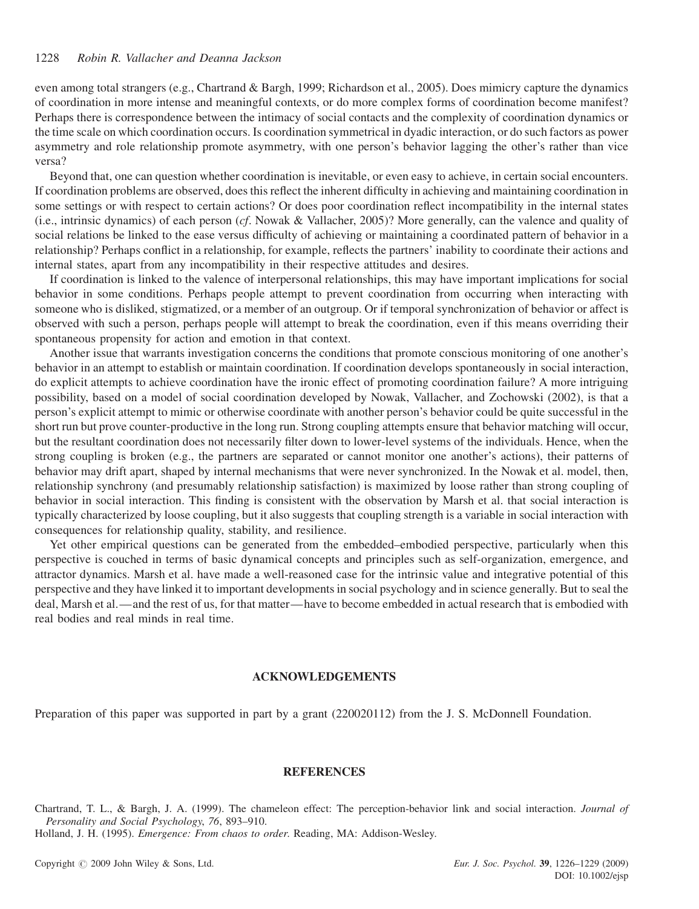even among total strangers (e.g., Chartrand & Bargh, 1999; Richardson et al., 2005). Does mimicry capture the dynamics of coordination in more intense and meaningful contexts, or do more complex forms of coordination become manifest? Perhaps there is correspondence between the intimacy of social contacts and the complexity of coordination dynamics or the time scale on which coordination occurs. Is coordination symmetrical in dyadic interaction, or do such factors as power asymmetry and role relationship promote asymmetry, with one person's behavior lagging the other's rather than vice versa?

Beyond that, one can question whether coordination is inevitable, or even easy to achieve, in certain social encounters. If coordination problems are observed, does this reflect the inherent difficulty in achieving and maintaining coordination in some settings or with respect to certain actions? Or does poor coordination reflect incompatibility in the internal states (i.e., intrinsic dynamics) of each person (*cf*. Nowak & Vallacher, 2005)? More generally, can the valence and quality of social relations be linked to the ease versus difficulty of achieving or maintaining a coordinated pattern of behavior in a relationship? Perhaps conflict in a relationship, for example, reflects the partners' inability to coordinate their actions and internal states, apart from any incompatibility in their respective attitudes and desires.

If coordination is linked to the valence of interpersonal relationships, this may have important implications for social behavior in some conditions. Perhaps people attempt to prevent coordination from occurring when interacting with someone who is disliked, stigmatized, or a member of an outgroup. Or if temporal synchronization of behavior or affect is observed with such a person, perhaps people will attempt to break the coordination, even if this means overriding their spontaneous propensity for action and emotion in that context.

Another issue that warrants investigation concerns the conditions that promote conscious monitoring of one another's behavior in an attempt to establish or maintain coordination. If coordination develops spontaneously in social interaction, do explicit attempts to achieve coordination have the ironic effect of promoting coordination failure? A more intriguing possibility, based on a model of social coordination developed by Nowak, Vallacher, and Zochowski (2002), is that a person's explicit attempt to mimic or otherwise coordinate with another person's behavior could be quite successful in the short run but prove counter-productive in the long run. Strong coupling attempts ensure that behavior matching will occur, but the resultant coordination does not necessarily filter down to lower-level systems of the individuals. Hence, when the strong coupling is broken (e.g., the partners are separated or cannot monitor one another's actions), their patterns of behavior may drift apart, shaped by internal mechanisms that were never synchronized. In the Nowak et al. model, then, relationship synchrony (and presumably relationship satisfaction) is maximized by loose rather than strong coupling of behavior in social interaction. This finding is consistent with the observation by Marsh et al. that social interaction is typically characterized by loose coupling, but it also suggests that coupling strength is a variable in social interaction with consequences for relationship quality, stability, and resilience.

Yet other empirical questions can be generated from the embedded–embodied perspective, particularly when this perspective is couched in terms of basic dynamical concepts and principles such as self-organization, emergence, and attractor dynamics. Marsh et al. have made a well-reasoned case for the intrinsic value and integrative potential of this perspective and they have linked it to important developments in social psychology and in science generally. But to seal the deal, Marsh et al.—and the rest of us, for that matter—have to become embedded in actual research that is embodied with real bodies and real minds in real time.

## ACKNOWLEDGEMENTS

Preparation of this paper was supported in part by a grant (220020112) from the J. S. McDonnell Foundation.

## REFERENCES

Chartrand, T. L., & Bargh, J. A. (1999). The chameleon effect: The perception-behavior link and social interaction. *Journal of Personality and Social Psychology*, *76*, 893–910.

Holland, J. H. (1995). *Emergence: From chaos to order.* Reading, MA: Addison-Wesley.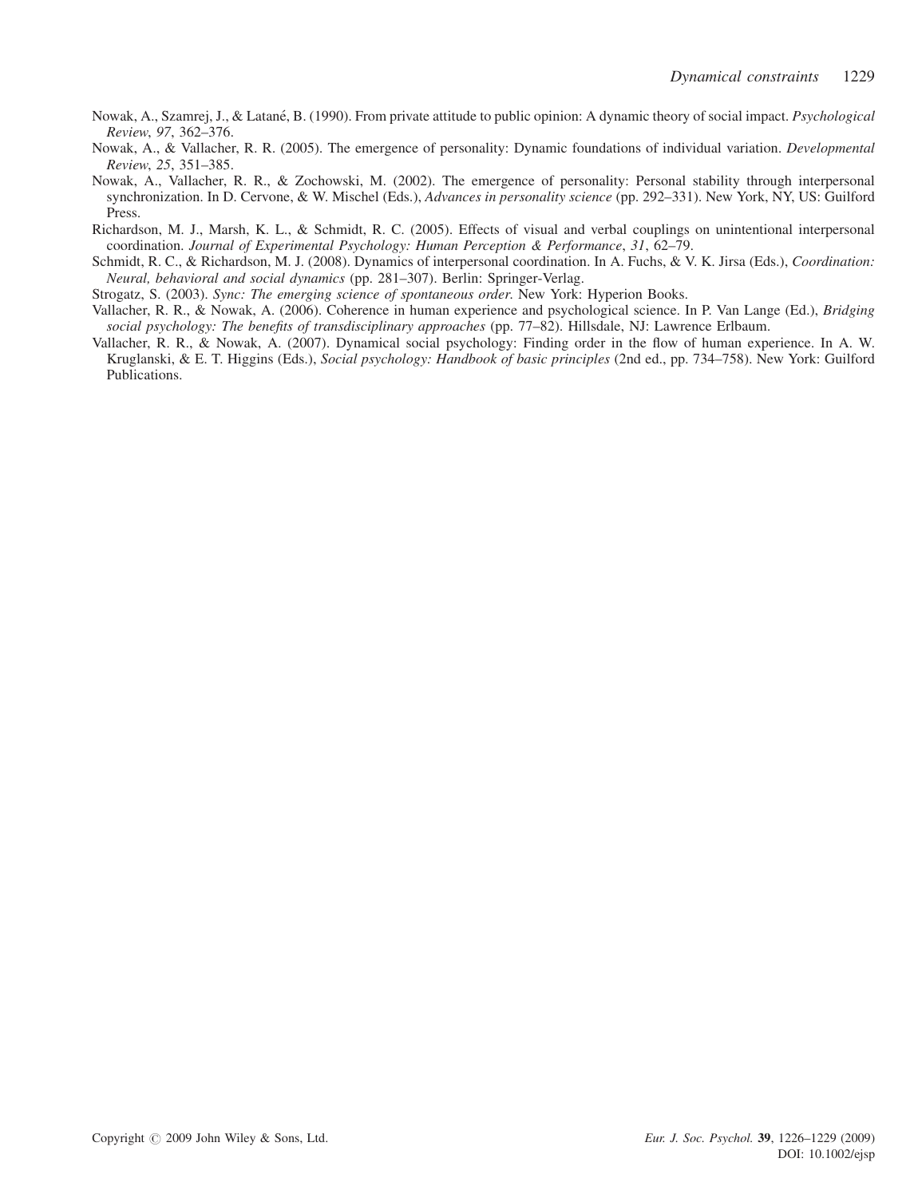Nowak, A., Szamrej, J., & Latané, B. (1990). From private attitude to public opinion: A dynamic theory of social impact. *Psychological Review*, *97*, 362–376.

Nowak, A., & Vallacher, R. R. (2005). The emergence of personality: Dynamic foundations of individual variation. *Developmental Review*, *25*, 351–385.

Nowak, A., Vallacher, R. R., & Zochowski, M. (2002). The emergence of personality: Personal stability through interpersonal synchronization. In D. Cervone, & W. Mischel (Eds.), *Advances in personality science* (pp. 292–331). New York, NY, US: Guilford Press.

Richardson, M. J., Marsh, K. L., & Schmidt, R. C. (2005). Effects of visual and verbal couplings on unintentional interpersonal coordination. *Journal of Experimental Psychology: Human Perception & Performance*, *31*, 62–79.

Schmidt, R. C., & Richardson, M. J. (2008). Dynamics of interpersonal coordination. In A. Fuchs, & V. K. Jirsa (Eds.), *Coordination: Neural, behavioral and social dynamics* (pp. 281–307). Berlin: Springer-Verlag.

Strogatz, S. (2003). *Sync: The emerging science of spontaneous order*. New York: Hyperion Books.

Vallacher, R. R., & Nowak, A. (2006). Coherence in human experience and psychological science. In P. Van Lange (Ed.), *Bridging social psychology: The benefits of transdisciplinary approaches* (pp. 77–82). Hillsdale, NJ: Lawrence Erlbaum.

Vallacher, R. R., & Nowak, A. (2007). Dynamical social psychology: Finding order in the flow of human experience. In A. W. Kruglanski, & E. T. Higgins (Eds.), *Social psychology: Handbook of basic principles* (2nd ed., pp. 734–758). New York: Guilford Publications.